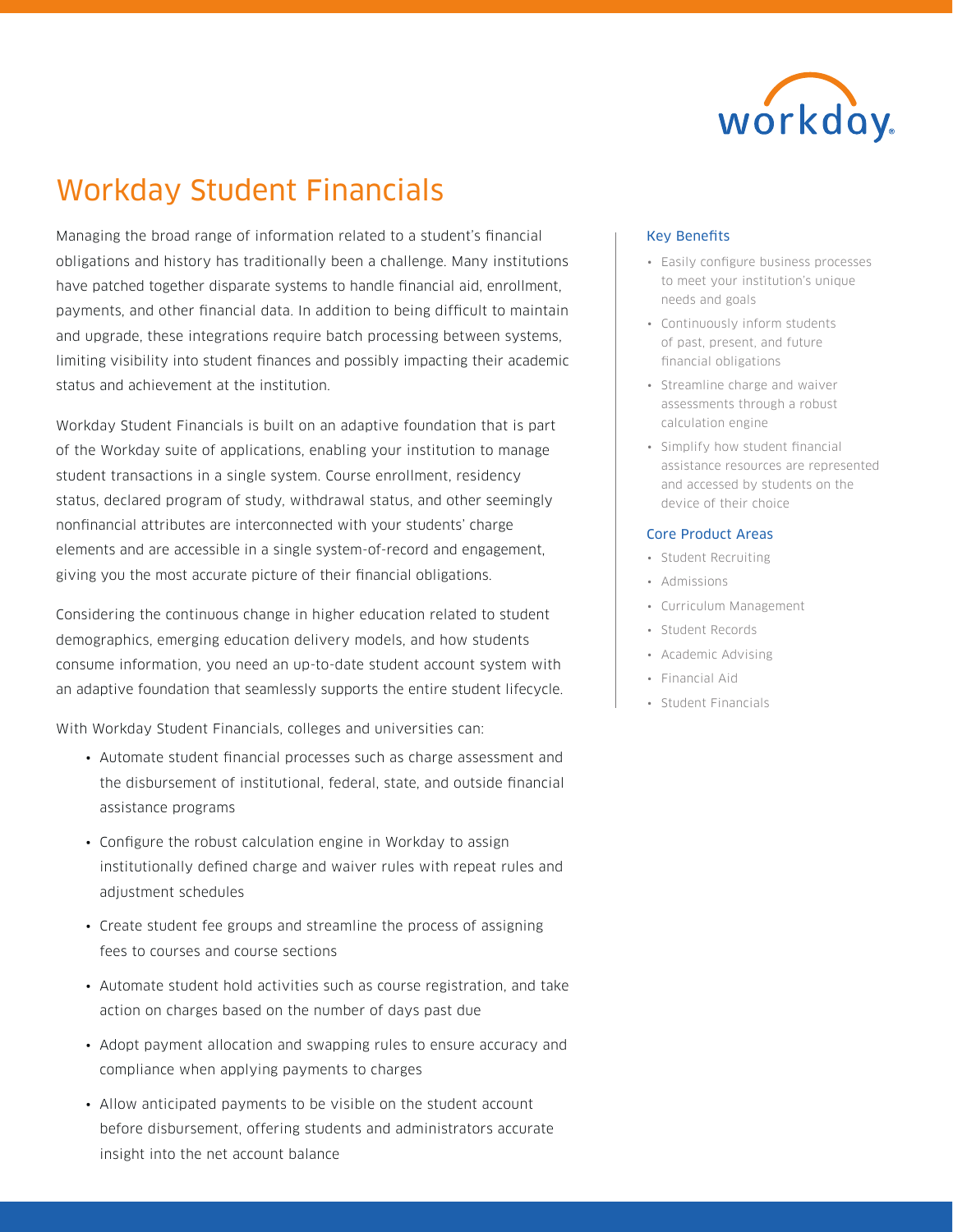# Workday Student Financials

Managing the broad range of information related to a student's financial obligations and history has traditionally been a challenge. Many institutions have patched together disparate systems to handle financial aid, enrollment, payments, and other financial data. In addition to being difficult to maintain and upgrade, these integrations require batch processing between systems, limiting visibility into student finances and possibly impacting their academic status and achievement at the institution.

Workday Student Financials is built on an adaptive foundation that is part of the Workday suite of applications, enabling your institution to manage student transactions in a single system. Course enrollment, residency status, declared program of study, withdrawal status, and other seemingly nonfinancial attributes are interconnected with your students' charge elements and are accessible in a single system-of-record and engagement, giving you the most accurate picture of their financial obligations.

Considering the continuous change in higher education related to student demographics, emerging education delivery models, and how students consume information, you need an up-to-date student account system with an adaptive foundation that seamlessly supports the entire student lifecycle.

With Workday Student Financials, colleges and universities can:

- Automate student financial processes such as charge assessment and the disbursement of institutional, federal, state, and outside financial assistance programs
- Configure the robust calculation engine in Workday to assign institutionally defined charge and waiver rules with repeat rules and adjustment schedules
- Create student fee groups and streamline the process of assigning fees to courses and course sections
- Automate student hold activities such as course registration, and take action on charges based on the number of days past due
- Adopt payment allocation and swapping rules to ensure accuracy and compliance when applying payments to charges
- Allow anticipated payments to be visible on the student account before disbursement, offering students and administrators accurate insight into the net account balance

### Key Benefits

- Easily configure business processes to meet your institution's unique needs and goals
- Continuously inform students of past, present, and future financial obligations
- Streamline charge and waiver assessments through a robust calculation engine
- Simplify how student financial assistance resources are represented and accessed by students on the device of their choice

### Core Product Areas

- Student Recruiting
- Admissions
- Curriculum Management
- Student Records
- Academic Advising
- Financial Aid
- Student Financials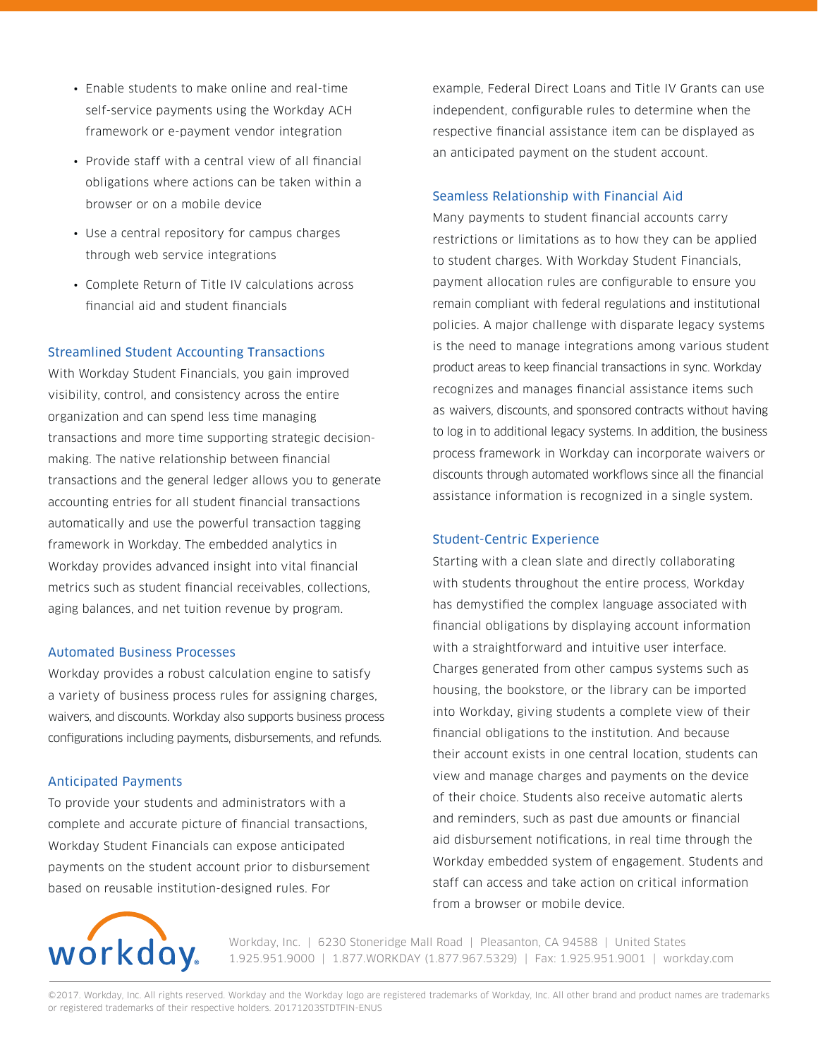- Enable students to make online and real-time self-service payments using the Workday ACH framework or e-payment vendor integration
- Provide staff with a central view of all financial obligations where actions can be taken within a browser or on a mobile device
- Use a central repository for campus charges through web service integrations
- Complete Return of Title IV calculations across financial aid and student financials

### Streamlined Student Accounting Transactions

With Workday Student Financials, you gain improved visibility, control, and consistency across the entire organization and can spend less time managing transactions and more time supporting strategic decision-making. The native relationship between financial transactions and the general ledger allows you to generate accounting entries for all student financial transactions automatically and use the powerful transaction tagging framework in Workday. The embedded analytics in Workday provides advanced insight into vital financial metrics such as student financial receivables, collections, aging balances, and net tuition revenue by program.

### Automated Business Processes

Workday provides a robust calculation engine to satisfy a variety of business process rules for assigning charges, waivers, and discounts. Workday also supports business process configurations including payments, disbursements, and refunds.

### Anticipated Payments

To provide your students and administrators with a complete and accurate picture of financial transactions, Workday Student Financials can expose anticipated payments on the student account prior to disbursement based on reusable institution-designed rules. For example, Federal Direct Loans and Title IV Grants can use independent, configurable rules to determine when the respective financial assistance item can be displayed as an anticipated payment on the student account.

### Seamless Relationship with Financial Aid

Many payments to student financial accounts carry restrictions or limitations as to how they can be applied to student charges. With Workday Student Financials, payment allocation rules are configurable to ensure you remain compliant with federal regulations and institutional policies. A major challenge with disparate legacy systems is the need to manage integrations among various student product areas to keep financial transactions in sync. Workday recognizes and manages financial assistance items such as waivers, discounts, and sponsored contracts without having to log in to additional legacy systems. In addition, the business process framework in Workday can incorporate waivers or discounts through automated workflows since all the financial assistance information is recognized in a single system.

### Student-Centric Experience

Starting with a clean slate and directly collaborating with students throughout the entire process, Workday has demystified the complex language associated with financial obligations by displaying account information with a straightforward and intuitive user interface. Charges generated from other campus systems such as housing, the bookstore, or the library can be imported into Workday, giving students a complete view of their financial obligations to the institution. And because their account exists in one central location, students can view and manage charges and payments on the device of their choice. Students also receive automatic alerts and reminders, such as past due amounts or financial aid disbursement notifications, in real time through the Workday embedded system of engagement. Students and staff can access and take action on critical information from a browser or mobile device.

workday.

Workday, Inc. | 6230 Stoneridge Mall Road | Pleasanton, CA 94588 | United States
1.925.951.9000 | 1.877.WORKDAY (1.877.967.5329) | Fax: 1.925.951.9001 | workday.com

©2017. Workday, Inc. All rights reserved. Workday and the Workday logo are registered trademarks of Workday, Inc. All other brand and product names are trademarks or registered trademarks of their respective holders. 20171203STDTFIN-ENUS